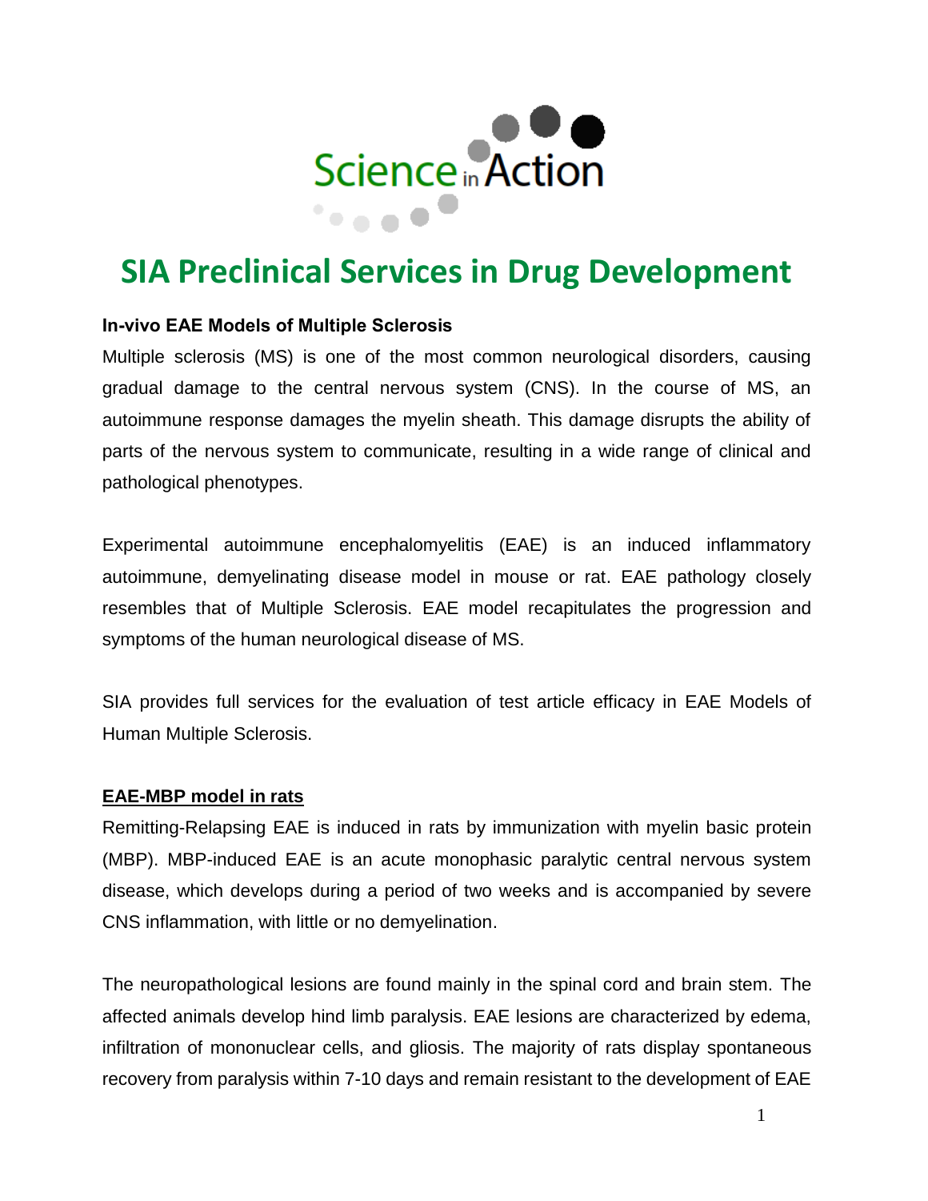# SIA Preclinical Services in Drug Development

**In-vivo EAE Models of Multiple Sclerosis**

Multiple sclerosis (MS) is one of the most common neurological disorders, causing gradual damage to the central nervous system (CNS). In the course of MS, an autoimmune response damages the myelin sheath. This damage disrupts the ability of parts of the nervous system to communicate, resulting in a wide range of clinical and pathological phenotypes.

Experimental autoimmune encephalomyelitis (EAE) is an induced inflammatory autoimmune, demyelinating disease model in mouse or rat. EAE pathology closely resembles that of Multiple Sclerosis. EAE model recapitulates the progression and symptoms of the human neurological disease of MS.

SIA provides full services for the evaluation of test article efficacy in EAE Models of Human Multiple Sclerosis.

**EAE-MBP model in rats**

Remitting-Relapsing EAE is induced in rats by immunization with myelin basic protein (MBP). MBP-induced EAE is an acute monophasic paralytic central nervous system disease, which develops during a period of two weeks and is accompanied by severe CNS inflammation, with little or no demyelination.

The neuropathological lesions are found mainly in the spinal cord and brain stem. The affected animals develop hind limb paralysis. EAE lesions are characterized by edema, infiltration of mononuclear cells, and gliosis. The majority of rats display spontaneous recovery from paralysis within 7-10 days and remain resistant to the development of EAE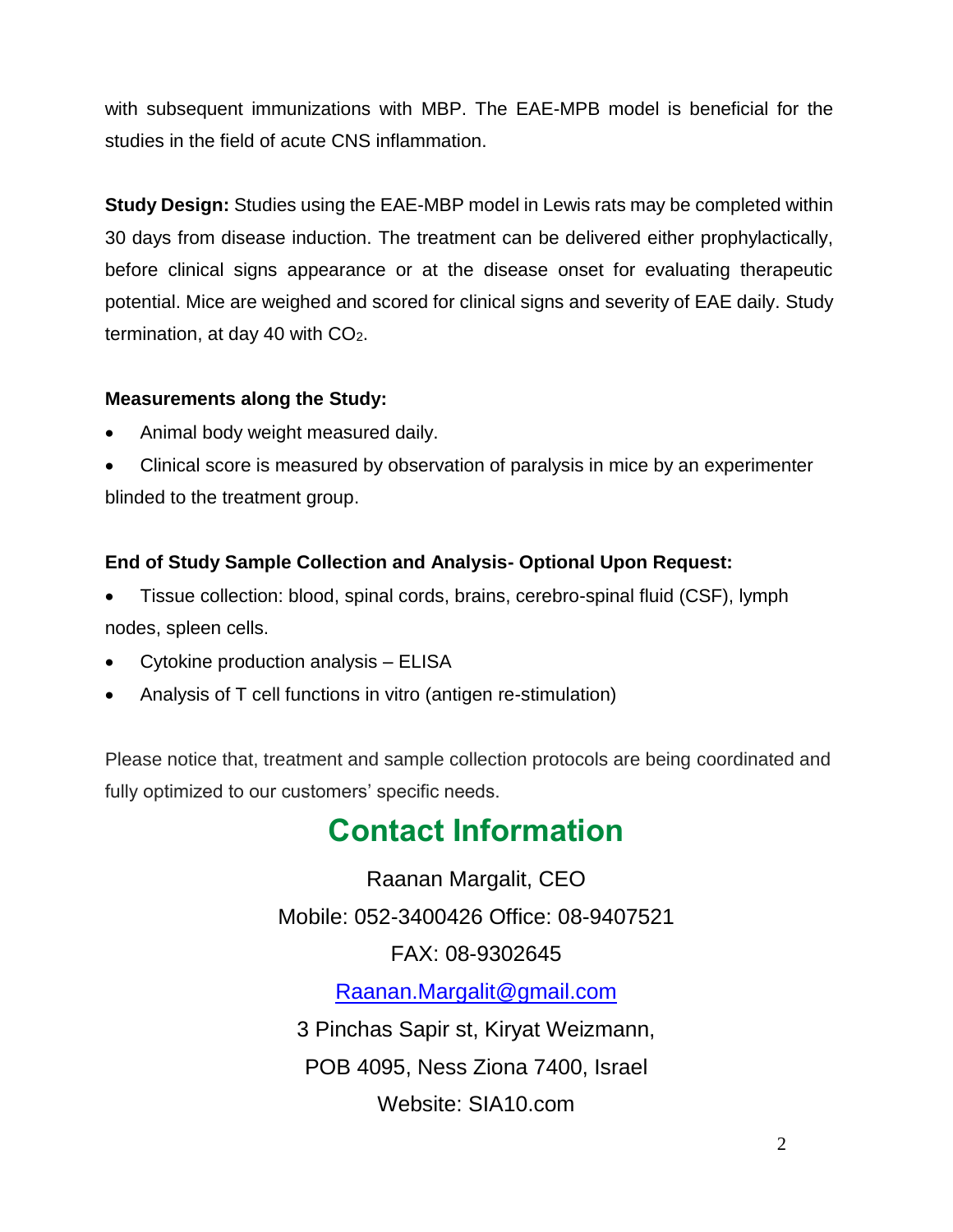with subsequent immunizations with MBP. The EAE-MPB model is beneficial for the studies in the field of acute CNS inflammation.

**Study Design:** Studies using the EAE-MBP model in Lewis rats may be completed within 30 days from disease induction. The treatment can be delivered either prophylactically, before clinical signs appearance or at the disease onset for evaluating therapeutic potential. Mice are weighed and scored for clinical signs and severity of EAE daily. Study termination, at day 40 with $CO_2$.

**Measurements along the Study:**

- Animal body weight measured daily.
- Clinical score is measured by observation of paralysis in mice by an experimenter blinded to the treatment group.

**End of Study Sample Collection and Analysis- Optional Upon Request:**

- Tissue collection: blood, spinal cords, brains, cerebro-spinal fluid (CSF), lymph nodes, spleen cells.
- Cytokine production analysis – ELISA
- Analysis of T cell functions in vitro (antigen re-stimulation)

Please notice that, treatment and sample collection protocols are being coordinated and fully optimized to our customers' specific needs.

## Contact Information

Raanan Margalit, CEO

Mobile: 052-3400426 Office: 08-9407521

FAX: 08-9302645

Raanan.Margalit@gmail.com

3 Pinchas Sapir st, Kiryat Weizmann,

POB 4095, Ness Ziona 7400, Israel

Website: SIA10.com